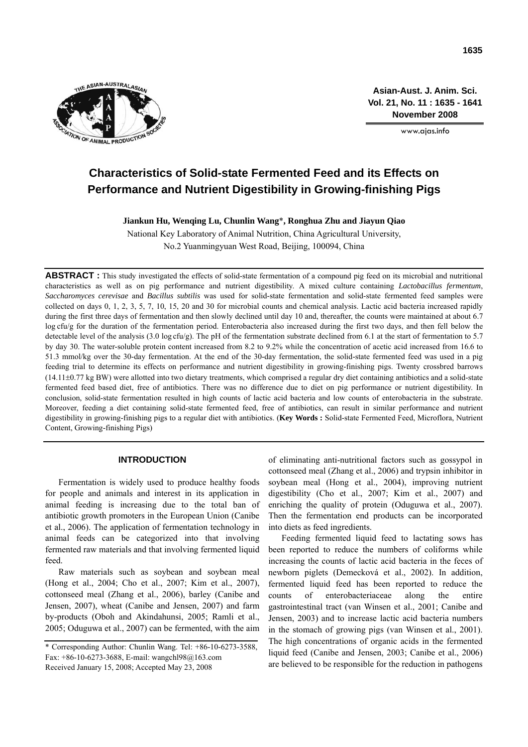# Characteristics of Solid-state Fermented Feed and its Effects on Performance and Nutrient Digestibility in Growing-finishing Pigs

**Jiankun Hu, Wenqing Lu, Chunlin Wang*, Ronghua Zhu and Jiayun Qiao**

National Key Laboratory of Animal Nutrition, China Agricultural University, No.2 Yuanmingyuan West Road, Beijing, 100094, China

**ABSTRACT :** This study investigated the effects of solid-state fermentation of a compound pig feed on its microbial and nutritional characteristics as well as on pig performance and nutrient digestibility. A mixed culture containing *Lactobacillus fermentum*, *Saccharomyces cerevisae* and *Bacillus subtilis* was used for solid-state fermentation and solid-state fermented feed samples were collected on days 0, 1, 2, 3, 5, 7, 10, 15, 20 and 30 for microbial counts and chemical analysis. Lactic acid bacteria increased rapidly during the first three days of fermentation and then slowly declined until day 10 and, thereafter, the counts were maintained at about 6.7 log cfu/g for the duration of the fermentation period. Enterobacteria also increased during the first two days, and then fell below the detectable level of the analysis (3.0 log cfu/g). The pH of the fermentation substrate declined from 6.1 at the start of fermentation to 5.7 by day 30. The water-soluble protein content increased from 8.2 to 9.2% while the concentration of acetic acid increased from 16.6 to 51.3 mmol/kg over the 30-day fermentation. At the end of the 30-day fermentation, the solid-state fermented feed was used in a pig feeding trial to determine its effects on performance and nutrient digestibility in growing-finishing pigs. Twenty crossbred barrows (14.11±0.77 kg BW) were allotted into two dietary treatments, which comprised a regular dry diet containing antibiotics and a solid-state fermented feed based diet, free of antibiotics. There was no difference due to diet on pig performance or nutrient digestibility. In conclusion, solid-state fermentation resulted in high counts of lactic acid bacteria and low counts of enterobacteria in the substrate. Moreover, feeding a diet containing solid-state fermented feed, free of antibiotics, can result in similar performance and nutrient digestibility in growing-finishing pigs to a regular diet with antibiotics. (**Key Words :** Solid-state Fermented Feed, Microflora, Nutrient Content, Growing-finishing Pigs)

## INTRODUCTION

Fermentation is widely used to produce healthy foods for people and animals and interest in its application in animal feeding is increasing due to the total ban of antibiotic growth promoters in the European Union (Canibe et al., 2006). The application of fermentation technology in animal feeds can be categorized into that involving fermented raw materials and that involving fermented liquid feed.

Raw materials such as soybean and soybean meal (Hong et al., 2004; Cho et al., 2007; Kim et al., 2007), cottonseed meal (Zhang et al., 2006), barley (Canibe and Jensen, 2007), wheat (Canibe and Jensen, 2007) and farm by-products (Oboh and Akindahunsi, 2005; Ramli et al., 2005; Oduguwa et al., 2007) can be fermented, with the aim of eliminating anti-nutritional factors such as gossypol in cottonseed meal (Zhang et al., 2006) and trypsin inhibitor in soybean meal (Hong et al., 2004), improving nutrient digestibility (Cho et al., 2007; Kim et al., 2007) and enriching the quality of protein (Oduguwa et al., 2007). Then the fermentation end products can be incorporated into diets as feed ingredients.

Feeding fermented liquid feed to lactating sows has been reported to reduce the numbers of coliforms while increasing the counts of lactic acid bacteria in the feces of newborn piglets (Demecková et al., 2002). In addition, fermented liquid feed has been reported to reduce the counts of enterobacteriaceae along the entire gastrointestinal tract (van Winsen et al., 2001; Canibe and Jensen, 2003) and to increase lactic acid bacteria numbers in the stomach of growing pigs (van Winsen et al., 2001). The high concentrations of organic acids in the fermented liquid feed (Canibe and Jensen, 2003; Canibe et al., 2006) are believed to be responsible for the reduction in pathogens

\* Corresponding Author: Chunlin Wang. Tel: +86-10-6273-3588, Fax: +86-10-6273-3688, E-mail: wangchl98@163.com
Received January 15, 2008; Accepted May 23, 2008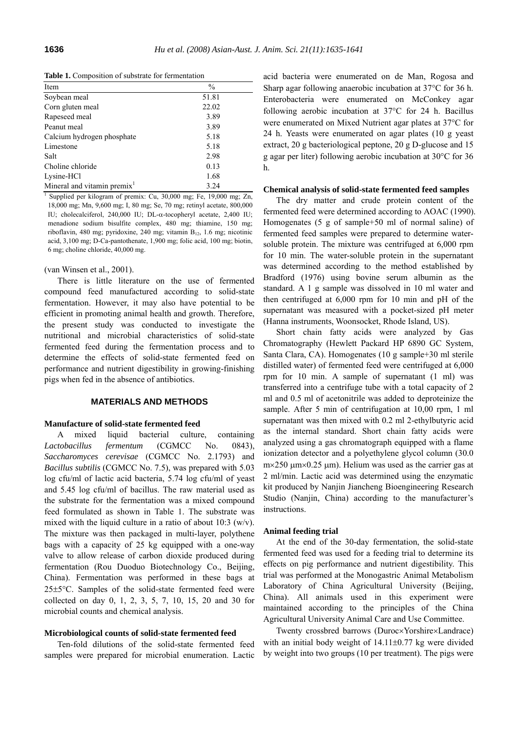**Table 1.** Composition of substrate for fermentation

| Item | % |
|---|---|
| Soybean meal | 51.81 |
| Corn gluten meal | 22.02 |
| Rapeseed meal | 3.89 |
| Peanut meal | 3.89 |
| Calcium hydrogen phosphate | 5.18 |
| Limestone | 5.18 |
| Salt | 2.98 |
| Choline chloride | 0.13 |
| Lysine-HCl | 1.68 |
| Mineral and vitamin premix[1] | 3.24 |

[1] Supplied per kilogram of premix: Cu, 30,000 mg; Fe, 19,000 mg; Zn, 18,000 mg; Mn, 9,600 mg; I, 80 mg; Se, 70 mg; retinyl acetate, 800,000 IU; cholecalciferol, 240,000 IU; DL-α-tocopheryl acetate, 2,400 IU; menadione sodium bisulfite complex, 480 mg; thiamine, 150 mg; riboflavin, 480 mg; pyridoxine, 240 mg; vitamin $B_{12}$, 1.6 mg; nicotinic acid, 3,100 mg; D-Ca-pantothenate, 1,900 mg; folic acid, 100 mg; biotin, 6 mg; choline chloride, 40,000 mg.

(van Winsen et al., 2001).

There is little literature on the use of fermented compound feed manufactured according to solid-state fermentation. However, it may also have potential to be efficient in promoting animal health and growth. Therefore, the present study was conducted to investigate the nutritional and microbial characteristics of solid-state fermented feed during the fermentation process and to determine the effects of solid-state fermented feed on performance and nutrient digestibility in growing-finishing pigs when fed in the absence of antibiotics.

## MATERIALS AND METHODS

### Manufacture of solid-state fermented feed

A mixed liquid bacterial culture, containing *Lactobacillus fermentum* (CGMCC No. 0843), *Saccharomyces cerevisae* (CGMCC No. 2.1793) and *Bacillus subtilis* (CGMCC No. 7.5), was prepared with 5.03 log cfu/ml of lactic acid bacteria, 5.74 log cfu/ml of yeast and 5.45 log cfu/ml of bacillus. The raw material used as the substrate for the fermentation was a mixed compound feed formulated as shown in Table 1. The substrate was mixed with the liquid culture in a ratio of about 10:3 (w/v). The mixture was then packaged in multi-layer, polythene bags with a capacity of 25 kg equipped with a one-way valve to allow release of carbon dioxide produced during fermentation (Rou Duoduo Biotechnology Co., Beijing, China). Fermentation was performed in these bags at 25±5°C. Samples of the solid-state fermented feed were collected on day 0, 1, 2, 3, 5, 7, 10, 15, 20 and 30 for microbial counts and chemical analysis.

### Microbiological counts of solid-state fermented feed

Ten-fold dilutions of the solid-state fermented feed samples were prepared for microbial enumeration. Lactic acid bacteria were enumerated on de Man, Rogosa and Sharp agar following anaerobic incubation at 37°C for 36 h. Enterobacteria were enumerated on McConkey agar following aerobic incubation at 37°C for 24 h. Bacillus were enumerated on Mixed Nutrient agar plates at 37°C for 24 h. Yeasts were enumerated on agar plates (10 g yeast extract, 20 g bacteriological peptone, 20 g D-glucose and 15 g agar per liter) following aerobic incubation at 30°C for 36 h.

### Chemical analysis of solid-state fermented feed samples

The dry matter and crude protein content of the fermented feed were determined according to AOAC (1990). Homogenates (5 g of sample+50 ml of normal saline) of fermented feed samples were prepared to determine water-soluble protein. The mixture was centrifuged at 6,000 rpm for 10 min. The water-soluble protein in the supernatant was determined according to the method established by Bradford (1976) using bovine serum albumin as the standard. A 1 g sample was dissolved in 10 ml water and then centrifuged at 6,000 rpm for 10 min and pH of the supernatant was measured with a pocket-sized pH meter (Hanna instruments, Woonsocket, Rhode Island, US).

Short chain fatty acids were analyzed by Gas Chromatography (Hewlett Packard HP 6890 GC System, Santa Clara, CA). Homogenates (10 g sample+30 ml sterile distilled water) of fermented feed were centrifuged at 6,000 rpm for 10 min. A sample of supernatant (1 ml) was transferred into a centrifuge tube with a total capacity of 2 ml and 0.5 ml of acetonitrile was added to deproteinize the sample. After 5 min of centrifugation at 10,00 rpm, 1 ml supernatant was then mixed with 0.2 ml 2-ethylbutyric acid as the internal standard. Short chain fatty acids were analyzed using a gas chromatograph equipped with a flame ionization detector and a polyethylene glycol column (30.0 m×250 μm×0.25 μm). Helium was used as the carrier gas at 2 ml/min. Lactic acid was determined using the enzymatic kit produced by Nanjin Jiancheng Bioengineering Research Studio (Nanjin, China) according to the manufacturer's instructions.

### Animal feeding trial

At the end of the 30-day fermentation, the solid-state fermented feed was used for a feeding trial to determine its effects on pig performance and nutrient digestibility. This trial was performed at the Monogastric Animal Metabolism Laboratory of China Agricultural University (Beijing, China). All animals used in this experiment were maintained according to the principles of the China Agricultural University Animal Care and Use Committee.

Twenty crossbred barrows (Duroc×Yorshire×Landrace) with an initial body weight of 14.11±0.77 kg were divided by weight into two groups (10 per treatment). The pigs were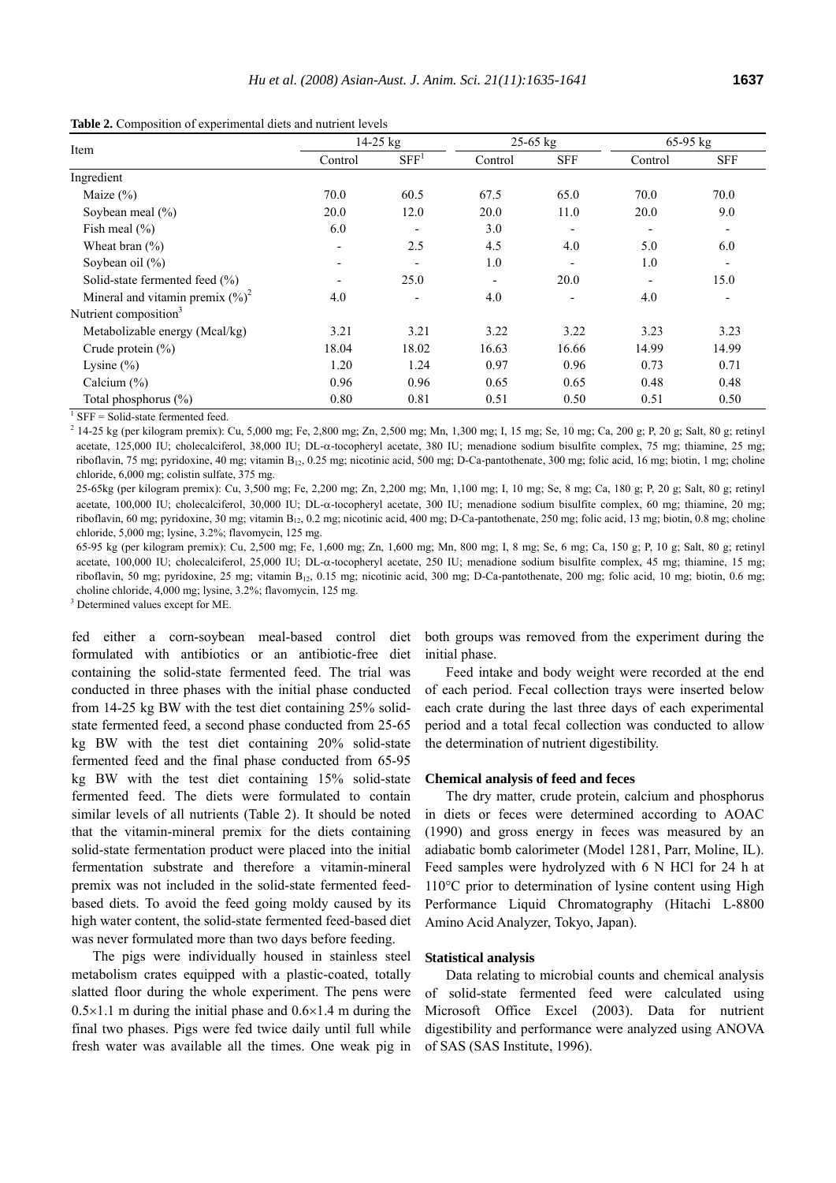**Table 2.** Composition of experimental diets and nutrient levels

| Item | 14-25 kg | | 25-65 kg | | 65-95 kg | |
|---|---|---|---|---|---|---|
| | Control | SFF[1] | Control | SFF | Control | SFF |
| Ingredient | | | | | | |
| Maize (%) | 70.0 | 60.5 | 67.5 | 65.0 | 70.0 | 70.0 |
| Soybean meal (%) | 20.0 | 12.0 | 20.0 | 11.0 | 20.0 | 9.0 |
| Fish meal (%) | 6.0 | - | 3.0 | - | - | - |
| Wheat bran (%) | - | 2.5 | 4.5 | 4.0 | 5.0 | 6.0 |
| Soybean oil (%) | - | - | 1.0 | - | 1.0 | - |
| Solid-state fermented feed (%) | - | 25.0 | - | 20.0 | - | 15.0 |
| Mineral and vitamin premix (%)[2] | 4.0 | - | 4.0 | - | 4.0 | - |
| Nutrient composition[3] | | | | | | |
| Metabolizable energy (Mcal/kg) | 3.21 | 3.21 | 3.22 | 3.22 | 3.23 | 3.23 |
| Crude protein (%) | 18.04 | 18.02 | 16.63 | 16.66 | 14.99 | 14.99 |
| Lysine (%) | 1.20 | 1.24 | 0.97 | 0.96 | 0.73 | 0.71 |
| Calcium (%) | 0.96 | 0.96 | 0.65 | 0.65 | 0.48 | 0.48 |
| Total phosphorus (%) | 0.80 | 0.81 | 0.51 | 0.50 | 0.51 | 0.50 |

[1] SFF = Solid-state fermented feed.

[2] 14-25 kg (per kilogram premix): Cu, 5,000 mg; Fe, 2,800 mg; Zn, 2,500 mg; Mn, 1,300 mg; I, 15 mg; Se, 10 mg; Ca, 200 g; P, 20 g; Salt, 80 g; retinyl acetate, 125,000 IU; cholecalciferol, 38,000 IU; DL-α-tocopheryl acetate, 380 IU; menadione sodium bisulfite complex, 75 mg; thiamine, 25 mg; riboflavin, 75 mg; pyridoxine, 40 mg; vitamin $B_{12}$, 0.25 mg; nicotinic acid, 500 mg; D-Ca-pantothenate, 300 mg; folic acid, 16 mg; biotin, 1 mg; choline chloride, 6,000 mg; colistin sulfate, 375 mg.

25-65kg (per kilogram premix): Cu, 3,500 mg; Fe, 2,200 mg; Zn, 2,200 mg; Mn, 1,100 mg; I, 10 mg; Se, 8 mg; Ca, 180 g; P, 20 g; Salt, 80 g; retinyl acetate, 100,000 IU; cholecalciferol, 30,000 IU; DL-α-tocopheryl acetate, 300 IU; menadione sodium bisulfite complex, 60 mg; thiamine, 20 mg; riboflavin, 60 mg; pyridoxine, 30 mg; vitamin $B_{12}$, 0.2 mg; nicotinic acid, 400 mg; D-Ca-pantothenate, 250 mg; folic acid, 13 mg; biotin, 0.8 mg; choline chloride, 5,000 mg; lysine, 3.2%; flavomycin, 125 mg.

65-95 kg (per kilogram premix): Cu, 2,500 mg; Fe, 1,600 mg; Zn, 1,600 mg; Mn, 800 mg; I, 8 mg; Se, 6 mg; Ca, 150 g; P, 10 g; Salt, 80 g; retinyl acetate, 100,000 IU; cholecalciferol, 25,000 IU; DL-α-tocopheryl acetate, 250 IU; menadione sodium bisulfite complex, 45 mg; thiamine, 15 mg; riboflavin, 50 mg; pyridoxine, 25 mg; vitamin $B_{12}$, 0.15 mg; nicotinic acid, 300 mg; D-Ca-pantothenate, 200 mg; folic acid, 10 mg; biotin, 0.6 mg; choline chloride, 4,000 mg; lysine, 3.2%; flavomycin, 125 mg.

[3] Determined values except for ME.

fed either a corn-soybean meal-based control diet formulated with antibiotics or an antibiotic-free diet containing the solid-state fermented feed. The trial was conducted in three phases with the initial phase conducted from 14-25 kg BW with the test diet containing 25% solid-state fermented feed, a second phase conducted from 25-65 kg BW with the test diet containing 20% solid-state fermented feed and the final phase conducted from 65-95 kg BW with the test diet containing 15% solid-state fermented feed. The diets were formulated to contain similar levels of all nutrients (Table 2). It should be noted that the vitamin-mineral premix for the diets containing solid-state fermentation product were placed into the initial fermentation substrate and therefore a vitamin-mineral premix was not included in the solid-state fermented feed-based diets. To avoid the feed going moldy caused by its high water content, the solid-state fermented feed-based diet was never formulated more than two days before feeding.

The pigs were individually housed in stainless steel metabolism crates equipped with a plastic-coated, totally slatted floor during the whole experiment. The pens were 0.5×1.1 m during the initial phase and 0.6×1.4 m during the final two phases. Pigs were fed twice daily until full while fresh water was available all the times. One weak pig in both groups was removed from the experiment during the initial phase.

Feed intake and body weight were recorded at the end of each period. Fecal collection trays were inserted below each crate during the last three days of each experimental period and a total fecal collection was conducted to allow the determination of nutrient digestibility.

### Chemical analysis of feed and feces

The dry matter, crude protein, calcium and phosphorus in diets or feces were determined according to AOAC (1990) and gross energy in feces was measured by an adiabatic bomb calorimeter (Model 1281, Parr, Moline, IL). Feed samples were hydrolyzed with 6 N HCl for 24 h at 110°C prior to determination of lysine content using High Performance Liquid Chromatography (Hitachi L-8800 Amino Acid Analyzer, Tokyo, Japan).

### Statistical analysis

Data relating to microbial counts and chemical analysis of solid-state fermented feed were calculated using Microsoft Office Excel (2003). Data for nutrient digestibility and performance were analyzed using ANOVA of SAS (SAS Institute, 1996).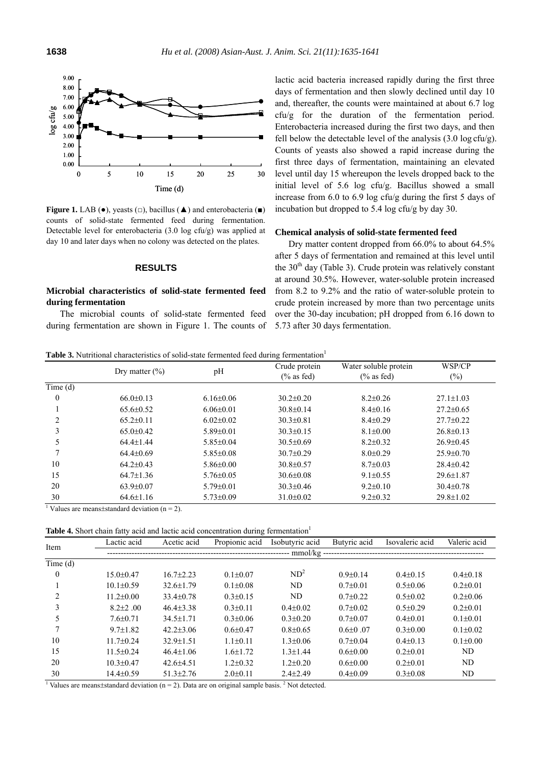**Figure 1.** LAB (●), yeasts (□), bacillus (▲) and enterobacteria (■) counts of solid-state fermented feed during fermentation. Detectable level for enterobacteria (3.0 log cfu/g) was applied at day 10 and later days when no colony was detected on the plates.

## RESULTS

### Microbial characteristics of solid-state fermented feed during fermentation

The microbial counts of solid-state fermented feed during fermentation are shown in Figure 1. The counts of lactic acid bacteria increased rapidly during the first three days of fermentation and then slowly declined until day 10 and, thereafter, the counts were maintained at about 6.7 log cfu/g for the duration of the fermentation period. Enterobacteria increased during the first two days, and then fell below the detectable level of the analysis (3.0 log cfu/g). Counts of yeasts also showed a rapid increase during the first three days of fermentation, maintaining an elevated level until day 15 whereupon the levels dropped back to the initial level of 5.6 log cfu/g. Bacillus showed a small increase from 6.0 to 6.9 log cfu/g during the first 5 days of incubation but dropped to 5.4 log cfu/g by day 30.

### Chemical analysis of solid-state fermented feed

Dry matter content dropped from 66.0% to about 64.5% after 5 days of fermentation and remained at this level until the 30th day (Table 3). Crude protein was relatively constant at around 30.5%. However, water-soluble protein increased from 8.2 to 9.2% and the ratio of water-soluble protein to crude protein increased by more than two percentage units over the 30-day incubation; pH dropped from 6.16 down to 5.73 after 30 days fermentation.

**Table 3.** Nutritional characteristics of solid-state fermented feed during fermentation[1]

| | Dry matter (%) | pH | Crude protein (% as fed) | Water soluble protein (% as fed) | WSP/CP (%) |
|---|---|---|---|---|---|
| Time (d) | | | | | |
| 0 | 66.0±0.13 | 6.16±0.06 | 30.2±0.20 | 8.2±0.26 | 27.1±1.03 |
| 1 | 65.6±0.52 | 6.06±0.01 | 30.8±0.14 | 8.4±0.16 | 27.2±0.65 |
| 2 | 65.2±0.11 | 6.02±0.02 | 30.3±0.81 | 8.4±0.29 | 27.7±0.22 |
| 3 | 65.0±0.42 | 5.89±0.01 | 30.3±0.15 | 8.1±0.00 | 26.8±0.13 |
| 5 | 64.4±1.44 | 5.85±0.04 | 30.5±0.69 | 8.2±0.32 | 26.9±0.45 |
| 7 | 64.4±0.69 | 5.85±0.08 | 30.7±0.29 | 8.0±0.29 | 25.9±0.70 |
| 10 | 64.2±0.43 | 5.86±0.00 | 30.8±0.57 | 8.7±0.03 | 28.4±0.42 |
| 15 | 64.7±1.36 | 5.76±0.05 | 30.6±0.08 | 9.1±0.55 | 29.6±1.87 |
| 20 | 63.9±0.07 | 5.79±0.01 | 30.3±0.46 | 9.2±0.10 | 30.4±0.78 |
| 30 | 64.6±1.16 | 5.73±0.09 | 31.0±0.02 | 9.2±0.32 | 29.8±1.02 |

[1] Values are means±standard deviation (n = 2).

**Table 4.** Short chain fatty acid and lactic acid concentration during fermentation[1]

| Item | Lactic acid | Acetic acid | Propionic acid | Isobutyric acid | Butyric acid | Isovaleric acid | Valeric acid |
|---|---|---|---|---|---|---|---|
| | mmol/kg | | | | | | |
| Time (d) | | | | | | | |
| 0 | 15.0±0.47 | 16.7±2.23 | 0.1±0.07 | ND[2] | 0.9±0.14 | 0.4±0.15 | 0.4±0.18 |
| 1 | 10.1±0.59 | 32.6±1.79 | 0.1±0.08 | ND | 0.7±0.01 | 0.5±0.06 | 0.2±0.01 |
| 2 | 11.2±0.00 | 33.4±0.78 | 0.3±0.15 | ND | 0.7±0.22 | 0.5±0.02 | 0.2±0.06 |
| 3 | 8.2±2 .00 | 46.4±3.38 | 0.3±0.11 | 0.4±0.02 | 0.7±0.02 | 0.5±0.29 | 0.2±0.01 |
| 5 | 7.6±0.71 | 34.5±1.71 | 0.3±0.06 | 0.3±0.20 | 0.7±0.07 | 0.4±0.01 | 0.1±0.01 |
| 7 | 9.7±1.82 | 42.2±3.06 | 0.6±0.47 | 0.8±0.65 | 0.6±0 .07 | 0.3±0.00 | 0.1±0.02 |
| 10 | 11.7±0.24 | 32.9±1.51 | 1.1±0.11 | 1.3±0.06 | 0.7±0.04 | 0.4±0.13 | 0.1±0.00 |
| 15 | 11.5±0.24 | 46.4±1.06 | 1.6±1.72 | 1.3±1.44 | 0.6±0.00 | 0.2±0.01 | ND |
| 20 | 10.3±0.47 | 42.6±4.51 | 1.2±0.32 | 1.2±0.20 | 0.6±0.00 | 0.2±0.01 | ND |
| 30 | 14.4±0.59 | 51.3±2.76 | 2.0±0.11 | 2.4±2.49 | 0.4±0.09 | 0.3±0.08 | ND |

[1] Values are means±standard deviation (n = 2). Data are on original sample basis. [2] Not detected.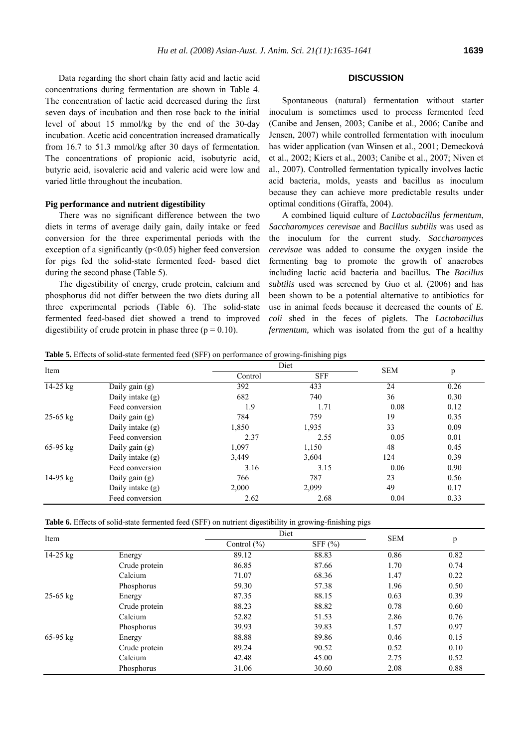Data regarding the short chain fatty acid and lactic acid concentrations during fermentation are shown in Table 4. The concentration of lactic acid decreased during the first seven days of incubation and then rose back to the initial level of about 15 mmol/kg by the end of the 30-day incubation. Acetic acid concentration increased dramatically from 16.7 to 51.3 mmol/kg after 30 days of fermentation. The concentrations of propionic acid, isobutyric acid, butyric acid, isovaleric acid and valeric acid were low and varied little throughout the incubation.

### Pig performance and nutrient digestibility

There was no significant difference between the two diets in terms of average daily gain, daily intake or feed conversion for the three experimental periods with the exception of a significantly ($p<0.05$) higher feed conversion for pigs fed the solid-state fermented feed- based diet during the second phase (Table 5).

The digestibility of energy, crude protein, calcium and phosphorus did not differ between the two diets during all three experimental periods (Table 6). The solid-state fermented feed-based diet showed a trend to improved digestibility of crude protein in phase three ($p = 0.10$).

## DISCUSSION

Spontaneous (natural) fermentation without starter inoculum is sometimes used to process fermented feed (Canibe and Jensen, 2003; Canibe et al., 2006; Canibe and Jensen, 2007) while controlled fermentation with inoculum has wider application (van Winsen et al., 2001; Demecková et al., 2002; Kiers et al., 2003; Canibe et al., 2007; Niven et al., 2007). Controlled fermentation typically involves lactic acid bacteria, molds, yeasts and bacillus as inoculum because they can achieve more predictable results under optimal conditions (Giraffa, 2004).

A combined liquid culture of *Lactobacillus fermentum*, *Saccharomyces cerevisae* and *Bacillus subtilis* was used as the inoculum for the current study. *Saccharomyces cerevisae* was added to consume the oxygen inside the fermenting bag to promote the growth of anaerobes including lactic acid bacteria and bacillus. The *Bacillus subtilis* used was screened by Guo et al. (2006) and has been shown to be a potential alternative to antibiotics for use in animal feeds because it decreased the counts of *E. coli* shed in the feces of piglets. The *Lactobacillus fermentum,* which was isolated from the gut of a healthy

**Table 5.** Effects of solid-state fermented feed (SFF) on performance of growing-finishing pigs

| Item | | Diet | | SEM | p |
|---|---|---|---|---|---|
| | | Control | SFF | | |
| 14-25 kg | Daily gain (g) | 392 | 433 | 24 | 0.26 |
| | Daily intake (g) | 682 | 740 | 36 | 0.30 |
| | Feed conversion | 1.9 | 1.71 | 0.08 | 0.12 |
| 25-65 kg | Daily gain (g) | 784 | 759 | 19 | 0.35 |
| | Daily intake (g) | 1,850 | 1,935 | 33 | 0.09 |
| | Feed conversion | 2.37 | 2.55 | 0.05 | 0.01 |
| 65-95 kg | Daily gain (g) | 1,097 | 1,150 | 48 | 0.45 |
| | Daily intake (g) | 3,449 | 3,604 | 124 | 0.39 |
| | Feed conversion | 3.16 | 3.15 | 0.06 | 0.90 |
| 14-95 kg | Daily gain (g) | 766 | 787 | 23 | 0.56 |
| | Daily intake (g) | 2,000 | 2,099 | 49 | 0.17 |
| | Feed conversion | 2.62 | 2.68 | 0.04 | 0.33 |

**Table 6.** Effects of solid-state fermented feed (SFF) on nutrient digestibility in growing-finishing pigs

| Item | | Diet | | SEM | p |
|---|---|---|---|---|---|
| | | Control (%) | SFF (%) | | |
| 14-25 kg | Energy | 89.12 | 88.83 | 0.86 | 0.82 |
| | Crude protein | 86.85 | 87.66 | 1.70 | 0.74 |
| | Calcium | 71.07 | 68.36 | 1.47 | 0.22 |
| | Phosphorus | 59.30 | 57.38 | 1.96 | 0.50 |
| 25-65 kg | Energy | 87.35 | 88.15 | 0.63 | 0.39 |
| | Crude protein | 88.23 | 88.82 | 0.78 | 0.60 |
| | Calcium | 52.82 | 51.53 | 2.86 | 0.76 |
| | Phosphorus | 39.93 | 39.83 | 1.57 | 0.97 |
| 65-95 kg | Energy | 88.88 | 89.86 | 0.46 | 0.15 |
| | Crude protein | 89.24 | 90.52 | 0.52 | 0.10 |
| | Calcium | 42.48 | 45.00 | 2.75 | 0.52 |
| | Phosphorus | 31.06 | 30.60 | 2.08 | 0.88 |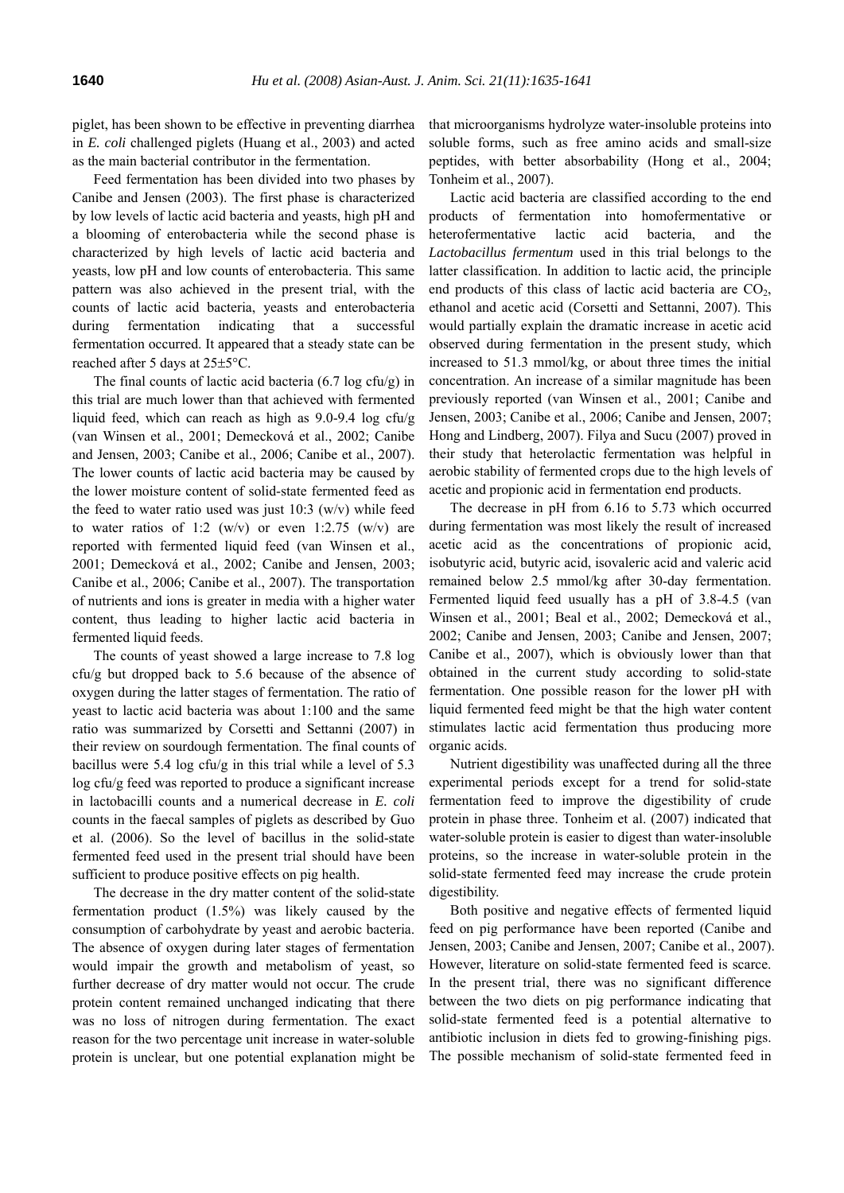piglet, has been shown to be effective in preventing diarrhea in *E. coli* challenged piglets (Huang et al., 2003) and acted as the main bacterial contributor in the fermentation.

Feed fermentation has been divided into two phases by Canibe and Jensen (2003). The first phase is characterized by low levels of lactic acid bacteria and yeasts, high pH and a blooming of enterobacteria while the second phase is characterized by high levels of lactic acid bacteria and yeasts, low pH and low counts of enterobacteria. This same pattern was also achieved in the present trial, with the counts of lactic acid bacteria, yeasts and enterobacteria during fermentation indicating that a successful fermentation occurred. It appeared that a steady state can be reached after 5 days at 25±5°C.

The final counts of lactic acid bacteria (6.7 log cfu/g) in this trial are much lower than that achieved with fermented liquid feed, which can reach as high as 9.0-9.4 log cfu/g (van Winsen et al., 2001; Demecková et al., 2002; Canibe and Jensen, 2003; Canibe et al., 2006; Canibe et al., 2007). The lower counts of lactic acid bacteria may be caused by the lower moisture content of solid-state fermented feed as the feed to water ratio used was just 10:3 (w/v) while feed to water ratios of 1:2 (w/v) or even 1:2.75 (w/v) are reported with fermented liquid feed (van Winsen et al., 2001; Demecková et al., 2002; Canibe and Jensen, 2003; Canibe et al., 2006; Canibe et al., 2007). The transportation of nutrients and ions is greater in media with a higher water content, thus leading to higher lactic acid bacteria in fermented liquid feeds.

The counts of yeast showed a large increase to 7.8 log cfu/g but dropped back to 5.6 because of the absence of oxygen during the latter stages of fermentation. The ratio of yeast to lactic acid bacteria was about 1:100 and the same ratio was summarized by Corsetti and Settanni (2007) in their review on sourdough fermentation. The final counts of bacillus were 5.4 log cfu/g in this trial while a level of 5.3 log cfu/g feed was reported to produce a significant increase in lactobacilli counts and a numerical decrease in *E. coli* counts in the faecal samples of piglets as described by Guo et al. (2006). So the level of bacillus in the solid-state fermented feed used in the present trial should have been sufficient to produce positive effects on pig health.

The decrease in the dry matter content of the solid-state fermentation product (1.5%) was likely caused by the consumption of carbohydrate by yeast and aerobic bacteria. The absence of oxygen during later stages of fermentation would impair the growth and metabolism of yeast, so further decrease of dry matter would not occur. The crude protein content remained unchanged indicating that there was no loss of nitrogen during fermentation. The exact reason for the two percentage unit increase in water-soluble protein is unclear, but one potential explanation might be that microorganisms hydrolyze water-insoluble proteins into soluble forms, such as free amino acids and small-size peptides, with better absorbability (Hong et al., 2004; Tonheim et al., 2007).

Lactic acid bacteria are classified according to the end products of fermentation into homofermentative or heterofermentative lactic acid bacteria, and the *Lactobacillus fermentum* used in this trial belongs to the latter classification. In addition to lactic acid, the principle end products of this class of lactic acid bacteria are $CO_2$, ethanol and acetic acid (Corsetti and Settanni, 2007). This would partially explain the dramatic increase in acetic acid observed during fermentation in the present study, which increased to 51.3 mmol/kg, or about three times the initial concentration. An increase of a similar magnitude has been previously reported (van Winsen et al., 2001; Canibe and Jensen, 2003; Canibe et al., 2006; Canibe and Jensen, 2007; Hong and Lindberg, 2007). Filya and Sucu (2007) proved in their study that heterolactic fermentation was helpful in aerobic stability of fermented crops due to the high levels of acetic and propionic acid in fermentation end products.

The decrease in pH from 6.16 to 5.73 which occurred during fermentation was most likely the result of increased acetic acid as the concentrations of propionic acid, isobutyric acid, butyric acid, isovaleric acid and valeric acid remained below 2.5 mmol/kg after 30-day fermentation. Fermented liquid feed usually has a pH of 3.8-4.5 (van Winsen et al., 2001; Beal et al., 2002; Demecková et al., 2002; Canibe and Jensen, 2003; Canibe and Jensen, 2007; Canibe et al., 2007), which is obviously lower than that obtained in the current study according to solid-state fermentation. One possible reason for the lower pH with liquid fermented feed might be that the high water content stimulates lactic acid fermentation thus producing more organic acids.

Nutrient digestibility was unaffected during all the three experimental periods except for a trend for solid-state fermentation feed to improve the digestibility of crude protein in phase three. Tonheim et al. (2007) indicated that water-soluble protein is easier to digest than water-insoluble proteins, so the increase in water-soluble protein in the solid-state fermented feed may increase the crude protein digestibility.

Both positive and negative effects of fermented liquid feed on pig performance have been reported (Canibe and Jensen, 2003; Canibe and Jensen, 2007; Canibe et al., 2007). However, literature on solid-state fermented feed is scarce. In the present trial, there was no significant difference between the two diets on pig performance indicating that solid-state fermented feed is a potential alternative to antibiotic inclusion in diets fed to growing-finishing pigs. The possible mechanism of solid-state fermented feed in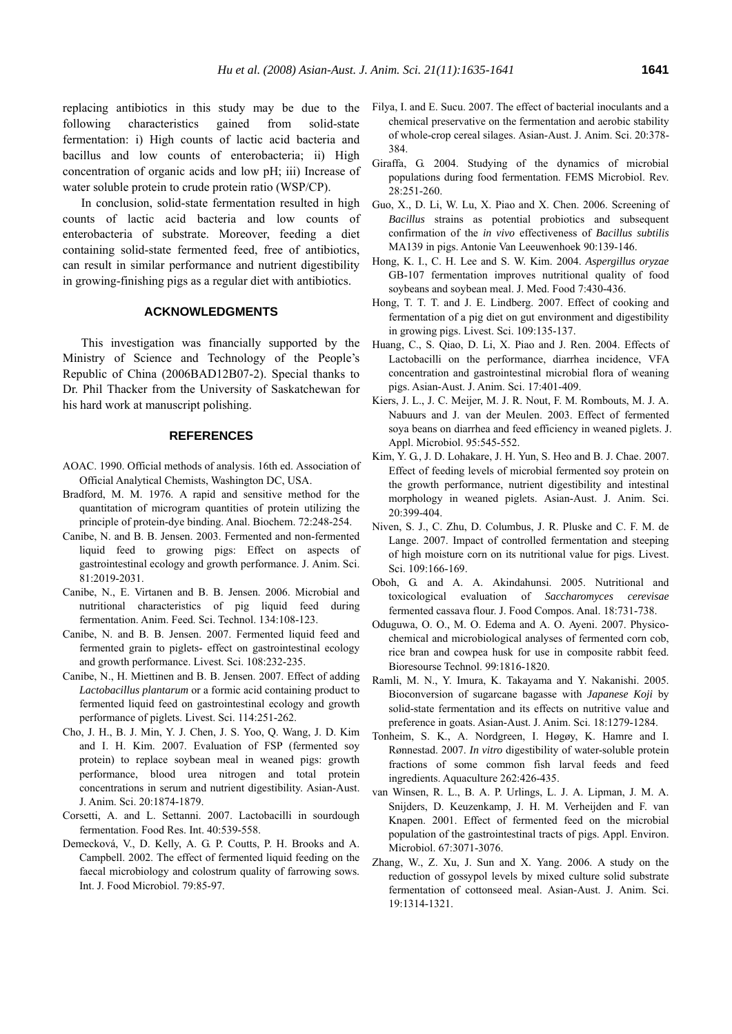replacing antibiotics in this study may be due to the following characteristics gained from solid-state fermentation: i) High counts of lactic acid bacteria and bacillus and low counts of enterobacteria; ii) High concentration of organic acids and low pH; iii) Increase of water soluble protein to crude protein ratio (WSP/CP).

In conclusion, solid-state fermentation resulted in high counts of lactic acid bacteria and low counts of enterobacteria of substrate. Moreover, feeding a diet containing solid-state fermented feed, free of antibiotics, can result in similar performance and nutrient digestibility in growing-finishing pigs as a regular diet with antibiotics.

## ACKNOWLEDGMENTS

This investigation was financially supported by the Ministry of Science and Technology of the People's Republic of China (2006BAD12B07-2). Special thanks to Dr. Phil Thacker from the University of Saskatchewan for his hard work at manuscript polishing.

## REFERENCES

AOAC. 1990. Official methods of analysis. 16th ed. Association of Official Analytical Chemists, Washington DC, USA.

Bradford, M. M. 1976. A rapid and sensitive method for the quantitation of microgram quantities of protein utilizing the principle of protein-dye binding. Anal. Biochem. 72:248-254.

Canibe, N. and B. B. Jensen. 2003. Fermented and non-fermented liquid feed to growing pigs: Effect on aspects of gastrointestinal ecology and growth performance. J. Anim. Sci. 81:2019-2031.

Canibe, N., E. Virtanen and B. B. Jensen. 2006. Microbial and nutritional characteristics of pig liquid feed during fermentation. Anim. Feed. Sci. Technol. 134:108-123.

Canibe, N. and B. B. Jensen. 2007. Fermented liquid feed and fermented grain to piglets- effect on gastrointestinal ecology and growth performance. Livest. Sci. 108:232-235.

Canibe, N., H. Miettinen and B. B. Jensen. 2007. Effect of adding *Lactobacillus plantarum* or a formic acid containing product to fermented liquid feed on gastrointestinal ecology and growth performance of piglets. Livest. Sci. 114:251-262.

Cho, J. H., B. J. Min, Y. J. Chen, J. S. Yoo, Q. Wang, J. D. Kim and I. H. Kim. 2007. Evaluation of FSP (fermented soy protein) to replace soybean meal in weaned pigs: growth performance, blood urea nitrogen and total protein concentrations in serum and nutrient digestibility. Asian-Aust. J. Anim. Sci. 20:1874-1879.

Corsetti, A. and L. Settanni. 2007. Lactobacilli in sourdough fermentation. Food Res. Int. 40:539-558.

Demecková, V., D. Kelly, A. G. P. Coutts, P. H. Brooks and A. Campbell. 2002. The effect of fermented liquid feeding on the faecal microbiology and colostrum quality of farrowing sows. Int. J. Food Microbiol. 79:85-97.

Filya, I. and E. Sucu. 2007. The effect of bacterial inoculants and a chemical preservative on the fermentation and aerobic stability of whole-crop cereal silages. Asian-Aust. J. Anim. Sci. 20:378-384.

Giraffa, G. 2004. Studying of the dynamics of microbial populations during food fermentation. FEMS Microbiol. Rev. 28:251-260.

Guo, X., D. Li, W. Lu, X. Piao and X. Chen. 2006. Screening of *Bacillus* strains as potential probiotics and subsequent confirmation of the *in vivo* effectiveness of *Bacillus subtilis* MA139 in pigs. Antonie Van Leeuwenhoek 90:139-146.

Hong, K. I., C. H. Lee and S. W. Kim. 2004. *Aspergillus oryzae* GB-107 fermentation improves nutritional quality of food soybeans and soybean meal. J. Med. Food 7:430-436.

Hong, T. T. T. and J. E. Lindberg. 2007. Effect of cooking and fermentation of a pig diet on gut environment and digestibility in growing pigs. Livest. Sci. 109:135-137.

Huang, C., S. Qiao, D. Li, X. Piao and J. Ren. 2004. Effects of Lactobacilli on the performance, diarrhea incidence, VFA concentration and gastrointestinal microbial flora of weaning pigs. Asian-Aust. J. Anim. Sci. 17:401-409.

Kiers, J. L., J. C. Meijer, M. J. R. Nout, F. M. Rombouts, M. J. A. Nabuurs and J. van der Meulen. 2003. Effect of fermented soya beans on diarrhea and feed efficiency in weaned piglets. J. Appl. Microbiol. 95:545-552.

Kim, Y. G., J. D. Lohakare, J. H. Yun, S. Heo and B. J. Chae. 2007. Effect of feeding levels of microbial fermented soy protein on the growth performance, nutrient digestibility and intestinal morphology in weaned piglets. Asian-Aust. J. Anim. Sci. 20:399-404.

Niven, S. J., C. Zhu, D. Columbus, J. R. Pluske and C. F. M. de Lange. 2007. Impact of controlled fermentation and steeping of high moisture corn on its nutritional value for pigs. Livest. Sci. 109:166-169.

Oboh, G. and A. A. Akindahunsi. 2005. Nutritional and toxicological evaluation of *Saccharomyces cerevisae* fermented cassava flour. J. Food Compos. Anal. 18:731-738.

Oduguwa, O. O., M. O. Edema and A. O. Ayeni. 2007. Physico-chemical and microbiological analyses of fermented corn cob, rice bran and cowpea husk for use in composite rabbit feed. Bioresourse Technol. 99:1816-1820.

Ramli, M. N., Y. Imura, K. Takayama and Y. Nakanishi. 2005. Bioconversion of sugarcane bagasse with *Japanese Koji* by solid-state fermentation and its effects on nutritive value and preference in goats. Asian-Aust. J. Anim. Sci. 18:1279-1284.

Tonheim, S. K., A. Nordgreen, I. Høgøy, K. Hamre and I. Rønnestad. 2007. *In vitro* digestibility of water-soluble protein fractions of some common fish larval feeds and feed ingredients. Aquaculture 262:426-435.

van Winsen, R. L., B. A. P. Urlings, L. J. A. Lipman, J. M. A. Snijders, D. Keuzenkamp, J. H. M. Verheijden and F. van Knapen. 2001. Effect of fermented feed on the microbial population of the gastrointestinal tracts of pigs. Appl. Environ. Microbiol. 67:3071-3076.

Zhang, W., Z. Xu, J. Sun and X. Yang. 2006. A study on the reduction of gossypol levels by mixed culture solid substrate fermentation of cottonseed meal. Asian-Aust. J. Anim. Sci. 19:1314-1321.